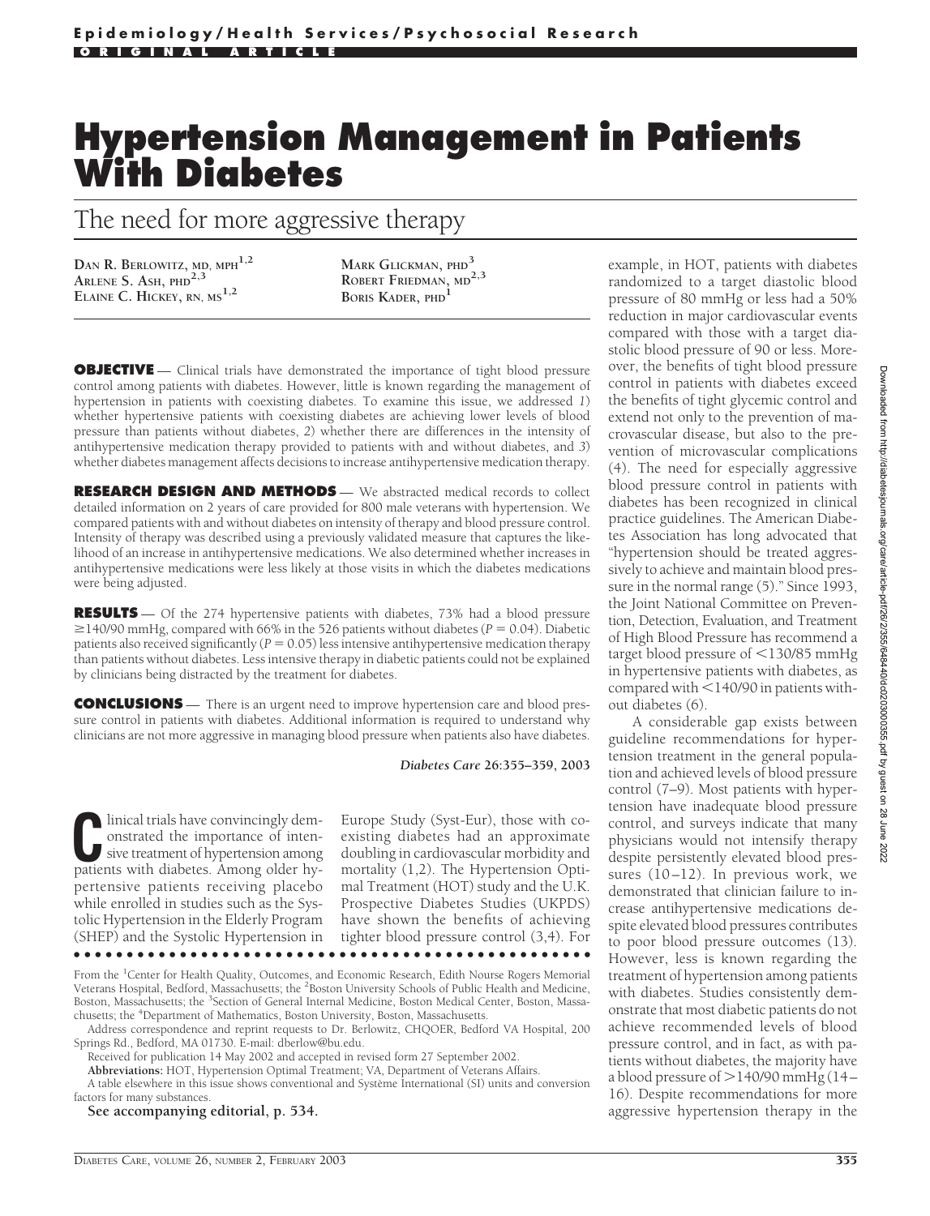Epidemiology/Health Services/Psychosocial Research

ORIGINAL ARTICLE

# Hypertension Management in Patients With Diabetes

## The need for more aggressive therapy

DAN R. BERLOWITZ, MD, MPH[1,2]
ARLENE S. ASH, PHD[2,3]
ELAINE C. HICKEY, RN, MS[1,2]
MARK GLICKMAN, PHD[3]
ROBERT FRIEDMAN, MD[2,3]
BORIS KADER, PHD[1]

**OBJECTIVE** — Clinical trials have demonstrated the importance of tight blood pressure control among patients with diabetes. However, little is known regarding the management of hypertension in patients with coexisting diabetes. To examine this issue, we addressed *1*) whether hypertensive patients with coexisting diabetes are achieving lower levels of blood pressure than patients without diabetes, *2*) whether there are differences in the intensity of antihypertensive medication therapy provided to patients with and without diabetes, and *3*) whether diabetes management affects decisions to increase antihypertensive medication therapy.

**RESEARCH DESIGN AND METHODS** — We abstracted medical records to collect detailed information on 2 years of care provided for 800 male veterans with hypertension. We compared patients with and without diabetes on intensity of therapy and blood pressure control. Intensity of therapy was described using a previously validated measure that captures the likelihood of an increase in antihypertensive medications. We also determined whether increases in antihypertensive medications were less likely at those visits in which the diabetes medications were being adjusted.

**RESULTS** — Of the 274 hypertensive patients with diabetes, 73% had a blood pressure ≥140/90 mmHg, compared with 66% in the 526 patients without diabetes ($P = 0.04$). Diabetic patients also received significantly ($P = 0.05$) less intensive antihypertensive medication therapy than patients without diabetes. Less intensive therapy in diabetic patients could not be explained by clinicians being distracted by the treatment for diabetes.

**CONCLUSIONS** — There is an urgent need to improve hypertension care and blood pressure control in patients with diabetes. Additional information is required to understand why clinicians are not more aggressive in managing blood pressure when patients also have diabetes.

*Diabetes Care* **26:**355–359, 2003

Clinical trials have convincingly demonstrated the importance of intensive treatment of hypertension among patients with diabetes. Among older hypertensive patients receiving placebo while enrolled in studies such as the Systolic Hypertension in the Elderly Program (SHEP) and the Systolic Hypertension in Europe Study (Syst-Eur), those with coexisting diabetes had an approximate doubling in cardiovascular morbidity and mortality (1,2). The Hypertension Optimal Treatment (HOT) study and the U.K. Prospective Diabetes Studies (UKPDS) have shown the benefits of achieving tighter blood pressure control (3,4). For example, in HOT, patients with diabetes randomized to a target diastolic blood pressure of 80 mmHg or less had a 50% reduction in major cardiovascular events compared with those with a target diastolic blood pressure of 90 or less. Moreover, the benefits of tight blood pressure control in patients with diabetes exceed the benefits of tight glycemic control and extend not only to the prevention of macrovascular disease, but also to the prevention of microvascular complications (4). The need for especially aggressive blood pressure control in patients with diabetes has been recognized in clinical practice guidelines. The American Diabetes Association has long advocated that "hypertension should be treated aggressively to achieve and maintain blood pressure in the normal range (5)." Since 1993, the Joint National Committee on Prevention, Detection, Evaluation, and Treatment of High Blood Pressure has recommend a target blood pressure of <130/85 mmHg in hypertensive patients with diabetes, as compared with <140/90 in patients without diabetes (6).

A considerable gap exists between guideline recommendations for hypertension treatment in the general population and achieved levels of blood pressure control (7–9). Most patients with hypertension have inadequate blood pressure control, and surveys indicate that many physicians would not intensify therapy despite persistently elevated blood pressures (10–12). In previous work, we demonstrated that clinician failure to increase antihypertensive medications despite elevated blood pressures contributes to poor blood pressure outcomes (13). However, less is known regarding the treatment of hypertension among patients with diabetes. Studies consistently demonstrate that most diabetic patients do not achieve recommended levels of blood pressure control, and in fact, as with patients without diabetes, the majority have a blood pressure of >140/90 mmHg (14–16). Despite recommendations for more aggressive hypertension therapy in the

From the [1]Center for Health Quality, Outcomes, and Economic Research, Edith Nourse Rogers Memorial Veterans Hospital, Bedford, Massachusetts; the [2]Boston University Schools of Public Health and Medicine, Boston, Massachusetts; the [3]Section of General Internal Medicine, Boston Medical Center, Boston, Massachusetts; the [4]Department of Mathematics, Boston University, Boston, Massachusetts.

Address correspondence and reprint requests to Dr. Berlowitz, CHQOER, Bedford VA Hospital, 200 Springs Rd., Bedford, MA 01730. E-mail: dberlow@bu.edu.

Received for publication 14 May 2002 and accepted in revised form 27 September 2002.

**Abbreviations:** HOT, Hypertension Optimal Treatment; VA, Department of Veterans Affairs.

A table elsewhere in this issue shows conventional and Système International (SI) units and conversion factors for many substances.

**See accompanying editorial, p. 534.**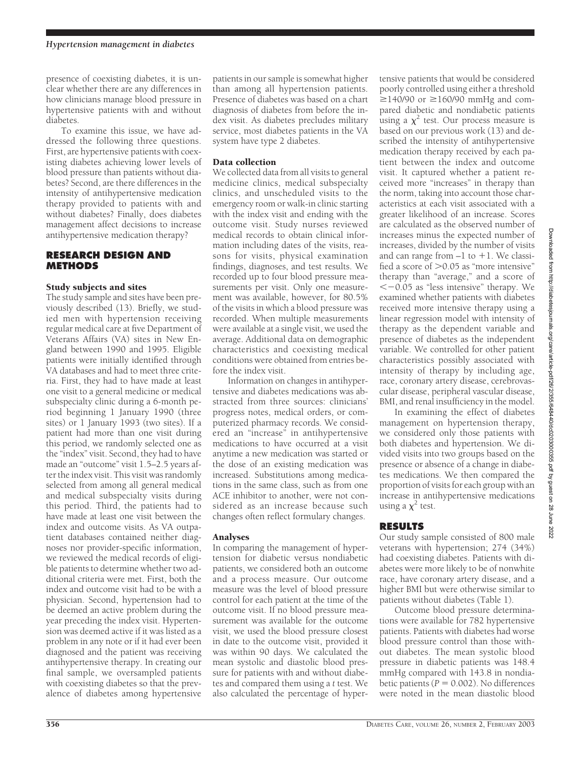presence of coexisting diabetes, it is unclear whether there are any differences in how clinicians manage blood pressure in hypertensive patients with and without diabetes.

To examine this issue, we have addressed the following three questions. First, are hypertensive patients with coexisting diabetes achieving lower levels of blood pressure than patients without diabetes? Second, are there differences in the intensity of antihypertensive medication therapy provided to patients with and without diabetes? Finally, does diabetes management affect decisions to increase antihypertensive medication therapy?

## RESEARCH DESIGN AND METHODS

### Study subjects and sites

The study sample and sites have been previously described (13). Briefly, we studied men with hypertension receiving regular medical care at five Department of Veterans Affairs (VA) sites in New England between 1990 and 1995. Eligible patients were initially identified through VA databases and had to meet three criteria. First, they had to have made at least one visit to a general medicine or medical subspecialty clinic during a 6-month period beginning 1 January 1990 (three sites) or 1 January 1993 (two sites). If a patient had more than one visit during this period, we randomly selected one as the "index" visit. Second, they had to have made an "outcome" visit 1.5–2.5 years after the index visit. This visit was randomly selected from among all general medical and medical subspecialty visits during this period. Third, the patients had to have made at least one visit between the index and outcome visits. As VA outpatient databases contained neither diagnoses nor provider-specific information, we reviewed the medical records of eligible patients to determine whether two additional criteria were met. First, both the index and outcome visit had to be with a physician. Second, hypertension had to be deemed an active problem during the year preceding the index visit. Hypertension was deemed active if it was listed as a problem in any note or if it had ever been diagnosed and the patient was receiving antihypertensive therapy. In creating our final sample, we oversampled patients with coexisting diabetes so that the prevalence of diabetes among hypertensive patients in our sample is somewhat higher than among all hypertension patients. Presence of diabetes was based on a chart diagnosis of diabetes from before the index visit. As diabetes precludes military service, most diabetes patients in the VA system have type 2 diabetes.

### Data collection

We collected data from all visits to general medicine clinics, medical subspecialty clinics, and unscheduled visits to the emergency room or walk-in clinic starting with the index visit and ending with the outcome visit. Study nurses reviewed medical records to obtain clinical information including dates of the visits, reasons for visits, physical examination findings, diagnoses, and test results. We recorded up to four blood pressure measurements per visit. Only one measurement was available, however, for 80.5% of the visits in which a blood pressure was recorded. When multiple measurements were available at a single visit, we used the average. Additional data on demographic characteristics and coexisting medical conditions were obtained from entries before the index visit.

Information on changes in antihypertensive and diabetes medications was abstracted from three sources: clinicians' progress notes, medical orders, or computerized pharmacy records. We considered an "increase" in antihypertensive medications to have occurred at a visit anytime a new medication was started or the dose of an existing medication was increased. Substitutions among medications in the same class, such as from one ACE inhibitor to another, were not considered as an increase because such changes often reflect formulary changes.

### Analyses

In comparing the management of hypertension for diabetic versus nondiabetic patients, we considered both an outcome and a process measure. Our outcome measure was the level of blood pressure control for each patient at the time of the outcome visit. If no blood pressure measurement was available for the outcome visit, we used the blood pressure closest in date to the outcome visit, provided it was within 90 days. We calculated the mean systolic and diastolic blood pressure for patients with and without diabetes and compared them using a *t* test. We also calculated the percentage of hypertensive patients that would be considered poorly controlled using either a threshold $\geq$140/90 or $\geq$160/90 mmHg and compared diabetic and nondiabetic patients using a $\chi^2$ test. Our process measure is based on our previous work (13) and described the intensity of antihypertensive medication therapy received by each patient between the index and outcome visit. It captured whether a patient received more "increases" in therapy than the norm, taking into account those characteristics at each visit associated with a greater likelihood of an increase. Scores are calculated as the observed number of increases minus the expected number of increases, divided by the number of visits and can range from $-1$ to $+1$. We classified a score of $>$0.05 as "more intensive" therapy than "average," and a score of $<-0.05$ as "less intensive" therapy. We examined whether patients with diabetes received more intensive therapy using a linear regression model with intensity of therapy as the dependent variable and presence of diabetes as the independent variable. We controlled for other patient characteristics possibly associated with intensity of therapy by including age, race, coronary artery disease, cerebrovascular disease, peripheral vascular disease, BMI, and renal insufficiency in the model.

In examining the effect of diabetes management on hypertension therapy, we considered only those patients with both diabetes and hypertension. We divided visits into two groups based on the presence or absence of a change in diabetes medications. We then compared the proportion of visits for each group with an increase in antihypertensive medications using a $\chi^2$ test.

## RESULTS

Our study sample consisted of 800 male veterans with hypertension; 274 (34%) had coexisting diabetes. Patients with diabetes were more likely to be of nonwhite race, have coronary artery disease, and a higher BMI but were otherwise similar to patients without diabetes (Table 1).

Outcome blood pressure determinations were available for 782 hypertensive patients. Patients with diabetes had worse blood pressure control than those without diabetes. The mean systolic blood pressure in diabetic patients was 148.4 mmHg compared with 143.8 in nondiabetic patients ($P = 0.002$). No differences were noted in the mean diastolic blood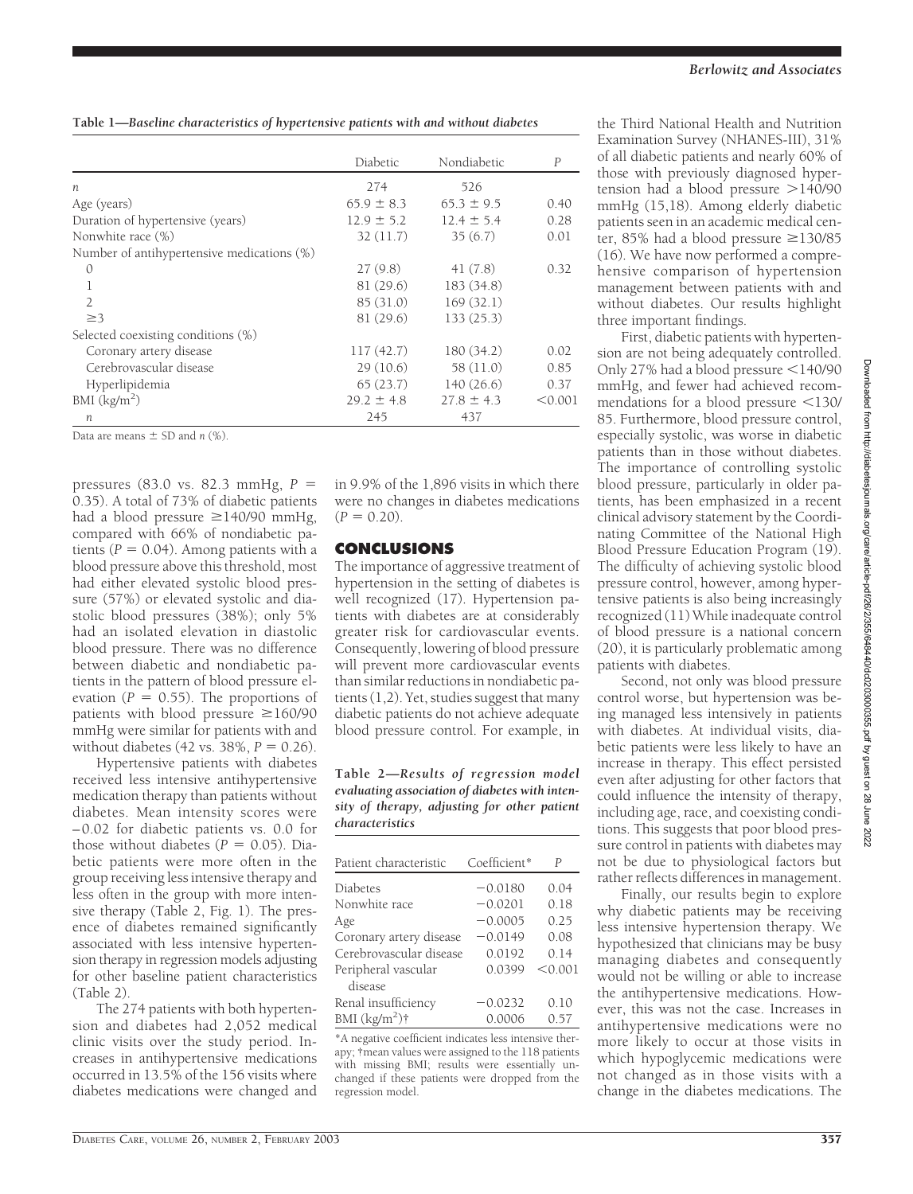**Table 1—Baseline characteristics of hypertensive patients with and without diabetes**

| | Diabetic | Nondiabetic | *P* |
|---|---|---|---|
| *n* | 274 | 526 | |
| Age (years) | 65.9 ± 8.3 | 65.3 ± 9.5 | 0.40 |
| Duration of hypertensive (years) | 12.9 ± 5.2 | 12.4 ± 5.4 | 0.28 |
| Nonwhite race (%) | 32 (11.7) | 35 (6.7) | 0.01 |
| Number of antihypertensive medications (%) | | | |
| 0 | 27 (9.8) | 41 (7.8) | 0.32 |
| 1 | 81 (29.6) | 183 (34.8) | |
| 2 | 85 (31.0) | 169 (32.1) | |
| ≥3 | 81 (29.6) | 133 (25.3) | |
| Selected coexisting conditions (%) | | | |
| Coronary artery disease | 117 (42.7) | 180 (34.2) | 0.02 |
| Cerebrovascular disease | 29 (10.6) | 58 (11.0) | 0.85 |
| Hyperlipidemia | 65 (23.7) | 140 (26.6) | 0.37 |
| BMI (kg/m$^2$) | 29.2 ± 4.8 | 27.8 ± 4.3 | <0.001 |
| *n* | 245 | 437 | |

Data are means ± SD and *n* (%).

pressures (83.0 vs. 82.3 mmHg, $P = 0.35$). A total of 73% of diabetic patients had a blood pressure ≥140/90 mmHg, compared with 66% of nondiabetic patients ($P = 0.04$). Among patients with a blood pressure above this threshold, most had either elevated systolic blood pressure (57%) or elevated systolic and diastolic blood pressures (38%); only 5% had an isolated elevation in diastolic blood pressure. There was no difference between diabetic and nondiabetic patients in the pattern of blood pressure elevation ($P = 0.55$). The proportions of patients with blood pressure ≥160/90 mmHg were similar for patients with and without diabetes (42 vs. 38%, $P = 0.26$).

Hypertensive patients with diabetes received less intensive antihypertensive medication therapy than patients without diabetes. Mean intensity scores were –0.02 for diabetic patients vs. 0.0 for those without diabetes ($P = 0.05$). Diabetic patients were more often in the group receiving less intensive therapy and less often in the group with more intensive therapy (Table 2, Fig. 1). The presence of diabetes remained significantly associated with less intensive hypertension therapy in regression models adjusting for other baseline patient characteristics (Table 2).

The 274 patients with both hypertension and diabetes had 2,052 medical clinic visits over the study period. Increases in antihypertensive medications occurred in 13.5% of the 156 visits where diabetes medications were changed and in 9.9% of the 1,896 visits in which there were no changes in diabetes medications ($P = 0.20$).

## CONCLUSIONS

The importance of aggressive treatment of hypertension in the setting of diabetes is well recognized (17). Hypertension patients with diabetes are at considerably greater risk for cardiovascular events. Consequently, lowering of blood pressure will prevent more cardiovascular events than similar reductions in nondiabetic patients (1,2). Yet, studies suggest that many diabetic patients do not achieve adequate blood pressure control. For example, in the Third National Health and Nutrition Examination Survey (NHANES-III), 31% of all diabetic patients and nearly 60% of those with previously diagnosed hypertension had a blood pressure >140/90 mmHg (15,18). Among elderly diabetic patients seen in an academic medical center, 85% had a blood pressure ≥130/85 (16). We have now performed a comprehensive comparison of hypertension management between patients with and without diabetes. Our results highlight three important findings.

**Table 2—Results of regression model evaluating association of diabetes with intensity of therapy, adjusting for other patient characteristics**

| Patient characteristic | Coefficient* | *P* |
|---|---|---|
| Diabetes | −0.0180 | 0.04 |
| Nonwhite race | −0.0201 | 0.18 |
| Age | −0.0005 | 0.25 |
| Coronary artery disease | −0.0149 | 0.08 |
| Cerebrovascular disease | 0.0192 | 0.14 |
| Peripheral vascular disease | 0.0399 | <0.001 |
| Renal insufficiency | −0.0232 | 0.10 |
| BMI (kg/m$^2$)† | 0.0006 | 0.57 |

*A negative coefficient indicates less intensive therapy; †mean values were assigned to the 118 patients with missing BMI; results were essentially unchanged if these patients were dropped from the regression model.

First, diabetic patients with hypertension are not being adequately controlled. Only 27% had a blood pressure <140/90 mmHg, and fewer had achieved recommendations for a blood pressure <130/85. Furthermore, blood pressure control, especially systolic, was worse in diabetic patients than in those without diabetes. The importance of controlling systolic blood pressure, particularly in older patients, has been emphasized in a recent clinical advisory statement by the Coordinating Committee of the National High Blood Pressure Education Program (19). The difficulty of achieving systolic blood pressure control, however, among hypertensive patients is also being increasingly recognized (11) While inadequate control of blood pressure is a national concern (20), it is particularly problematic among patients with diabetes.

Second, not only was blood pressure control worse, but hypertension was being managed less intensively in patients with diabetes. At individual visits, diabetic patients were less likely to have an increase in therapy. This effect persisted even after adjusting for other factors that could influence the intensity of therapy, including age, race, and coexisting conditions. This suggests that poor blood pressure control in patients with diabetes may not be due to physiological factors but rather reflects differences in management.

Finally, our results begin to explore why diabetic patients may be receiving less intensive hypertension therapy. We hypothesized that clinicians may be busy managing diabetes and consequently would not be willing or able to increase the antihypertensive medications. However, this was not the case. Increases in antihypertensive medications were no more likely to occur at those visits in which hypoglycemic medications were not changed as in those visits with a change in the diabetes medications. The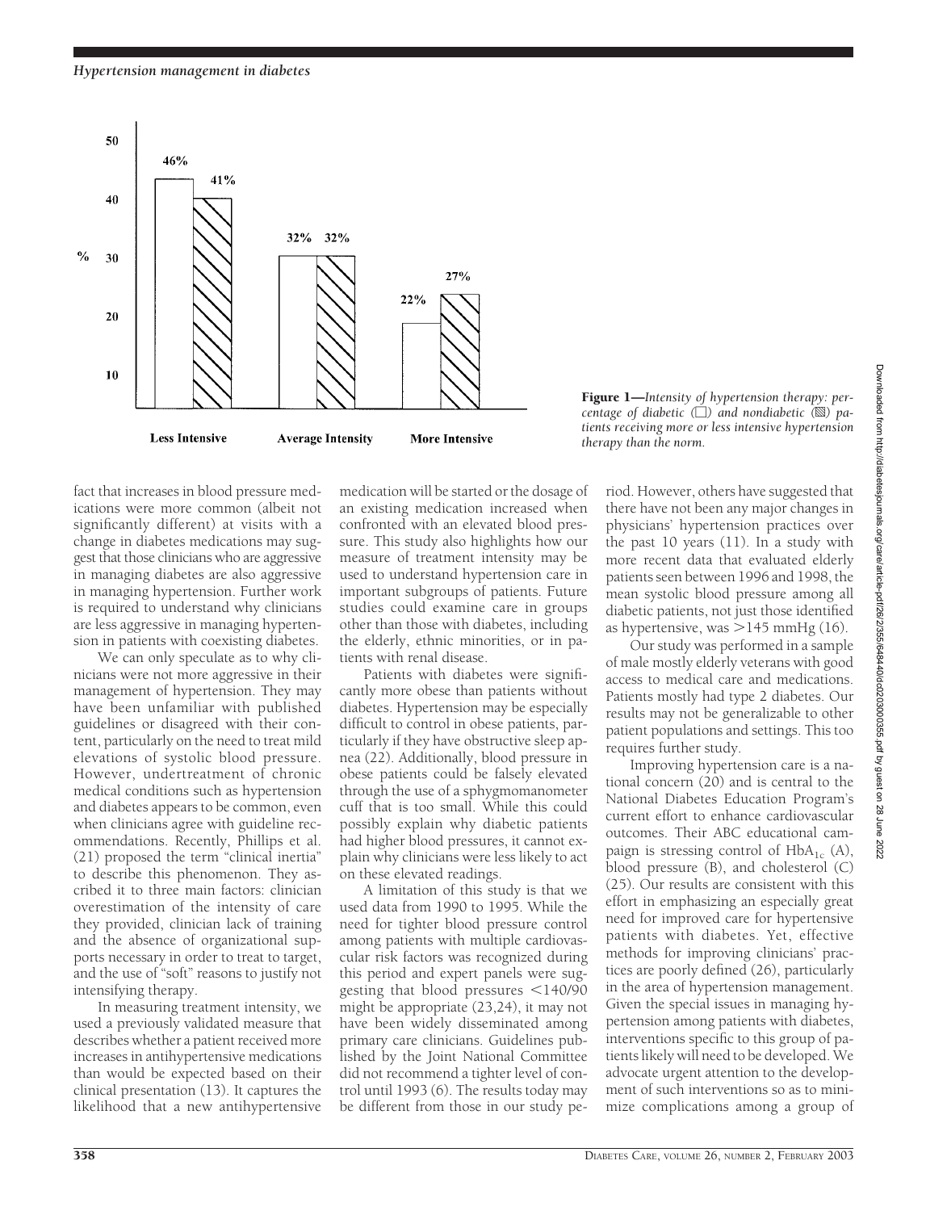**Figure 1**—*Intensity of hypertension therapy: percentage of diabetic (□) and nondiabetic (▧) patients receiving more or less intensive hypertension therapy than the norm.*

fact that increases in blood pressure medications were more common (albeit not significantly different) at visits with a change in diabetes medications may suggest that those clinicians who are aggressive in managing diabetes are also aggressive in managing hypertension. Further work is required to understand why clinicians are less aggressive in managing hypertension in patients with coexisting diabetes.

We can only speculate as to why clinicians were not more aggressive in their management of hypertension. They may have been unfamiliar with published guidelines or disagreed with their content, particularly on the need to treat mild elevations of systolic blood pressure. However, undertreatment of chronic medical conditions such as hypertension and diabetes appears to be common, even when clinicians agree with guideline recommendations. Recently, Phillips et al. (21) proposed the term "clinical inertia" to describe this phenomenon. They ascribed it to three main factors: clinician overestimation of the intensity of care they provided, clinician lack of training and the absence of organizational supports necessary in order to treat to target, and the use of "soft" reasons to justify not intensifying therapy.

In measuring treatment intensity, we used a previously validated measure that describes whether a patient received more increases in antihypertensive medications than would be expected based on their clinical presentation (13). It captures the likelihood that a new antihypertensive medication will be started or the dosage of an existing medication increased when confronted with an elevated blood pressure. This study also highlights how our measure of treatment intensity may be used to understand hypertension care in important subgroups of patients. Future studies could examine care in groups other than those with diabetes, including the elderly, ethnic minorities, or in patients with renal disease.

Patients with diabetes were significantly more obese than patients without diabetes. Hypertension may be especially difficult to control in obese patients, particularly if they have obstructive sleep apnea (22). Additionally, blood pressure in obese patients could be falsely elevated through the use of a sphygmomanometer cuff that is too small. While this could possibly explain why diabetic patients had higher blood pressures, it cannot explain why clinicians were less likely to act on these elevated readings.

A limitation of this study is that we used data from 1990 to 1995. While the need for tighter blood pressure control among patients with multiple cardiovascular risk factors was recognized during this period and expert panels were suggesting that blood pressures <140/90 might be appropriate (23,24), it may not have been widely disseminated among primary care clinicians. Guidelines published by the Joint National Committee did not recommend a tighter level of control until 1993 (6). The results today may be different from those in our study period. However, others have suggested that there have not been any major changes in physicians' hypertension practices over the past 10 years (11). In a study with more recent data that evaluated elderly patients seen between 1996 and 1998, the mean systolic blood pressure among all diabetic patients, not just those identified as hypertensive, was >145 mmHg (16).

Our study was performed in a sample of male mostly elderly veterans with good access to medical care and medications. Patients mostly had type 2 diabetes. Our results may not be generalizable to other patient populations and settings. This too requires further study.

Improving hypertension care is a national concern (20) and is central to the National Diabetes Education Program's current effort to enhance cardiovascular outcomes. Their ABC educational campaign is stressing control of $HbA_{1c}$ (A), blood pressure (B), and cholesterol (C) (25). Our results are consistent with this effort in emphasizing an especially great need for improved care for hypertensive patients with diabetes. Yet, effective methods for improving clinicians' practices are poorly defined (26), particularly in the area of hypertension management. Given the special issues in managing hypertension among patients with diabetes, interventions specific to this group of patients likely will need to be developed. We advocate urgent attention to the development of such interventions so as to minimize complications among a group of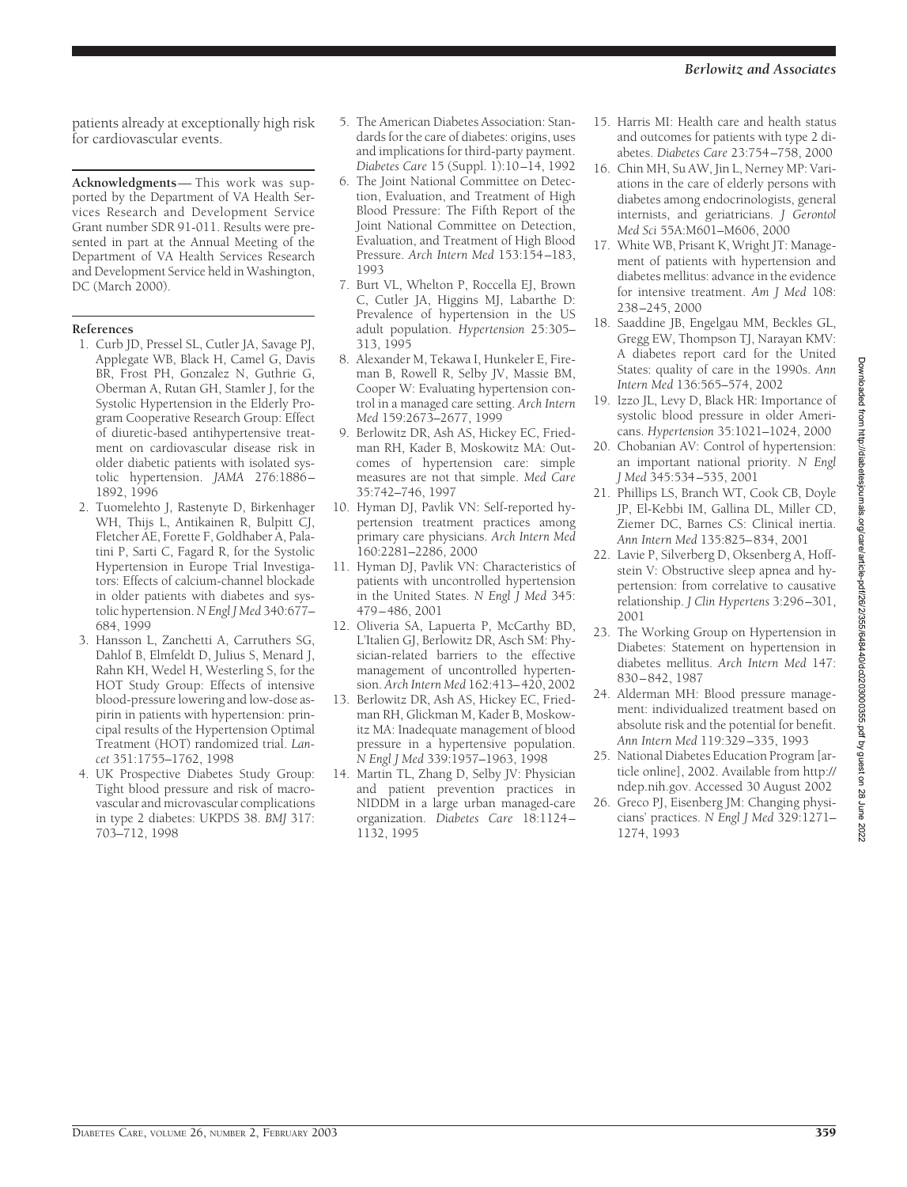patients already at exceptionally high risk for cardiovascular events.

**Acknowledgments**— This work was supported by the Department of VA Health Services Research and Development Service Grant number SDR 91-011. Results were presented in part at the Annual Meeting of the Department of VA Health Services Research and Development Service held in Washington, DC (March 2000).

## References

1. Curb JD, Pressel SL, Cutler JA, Savage PJ, Applegate WB, Black H, Camel G, Davis BR, Frost PH, Gonzalez N, Guthrie G, Oberman A, Rutan GH, Stamler J, for the Systolic Hypertension in the Elderly Program Cooperative Research Group: Effect of diuretic-based antihypertensive treatment on cardiovascular disease risk in older diabetic patients with isolated systolic hypertension. *JAMA* 276:1886–1892, 1996
2. Tuomelehto J, Rastenyte D, Birkenhager WH, Thijs L, Antikainen R, Bulpitt CJ, Fletcher AE, Forette F, Goldhaber A, Palatini P, Sarti C, Fagard R, for the Systolic Hypertension in Europe Trial Investigators: Effects of calcium-channel blockade in older patients with diabetes and systolic hypertension. *N Engl J Med* 340:677–684, 1999
3. Hansson L, Zanchetti A, Carruthers SG, Dahlof B, Elmfeldt D, Julius S, Menard J, Rahn KH, Wedel H, Westerling S, for the HOT Study Group: Effects of intensive blood-pressure lowering and low-dose aspirin in patients with hypertension: principal results of the Hypertension Optimal Treatment (HOT) randomized trial. *Lancet* 351:1755–1762, 1998
4. UK Prospective Diabetes Study Group: Tight blood pressure and risk of macrovascular and microvascular complications in type 2 diabetes: UKPDS 38. *BMJ* 317:703–712, 1998
5. The American Diabetes Association: Standards for the care of diabetes: origins, uses and implications for third-party payment. *Diabetes Care* 15 (Suppl. 1):10–14, 1992
6. The Joint National Committee on Detection, Evaluation, and Treatment of High Blood Pressure: The Fifth Report of the Joint National Committee on Detection, Evaluation, and Treatment of High Blood Pressure. *Arch Intern Med* 153:154–183, 1993
7. Burt VL, Whelton P, Roccella EJ, Brown C, Cutler JA, Higgins MJ, Labarthe D: Prevalence of hypertension in the US adult population. *Hypertension* 25:305–313, 1995
8. Alexander M, Tekawa I, Hunkeler E, Fireman B, Rowell R, Selby JV, Massie BM, Cooper W: Evaluating hypertension control in a managed care setting. *Arch Intern Med* 159:2673–2677, 1999
9. Berlowitz DR, Ash AS, Hickey EC, Friedman RH, Kader B, Moskowitz MA: Outcomes of hypertension care: simple measures are not that simple. *Med Care* 35:742–746, 1997
10. Hyman DJ, Pavlik VN: Self-reported hypertension treatment practices among primary care physicians. *Arch Intern Med* 160:2281–2286, 2000
11. Hyman DJ, Pavlik VN: Characteristics of patients with uncontrolled hypertension in the United States. *N Engl J Med* 345:479–486, 2001
12. Oliveria SA, Lapuerta P, McCarthy BD, L'Italien GJ, Berlowitz DR, Asch SM: Physician-related barriers to the effective management of uncontrolled hypertension. *Arch Intern Med* 162:413–420, 2002
13. Berlowitz DR, Ash AS, Hickey EC, Friedman RH, Glickman M, Kader B, Moskowitz MA: Inadequate management of blood pressure in a hypertensive population. *N Engl J Med* 339:1957–1963, 1998
14. Martin TL, Zhang D, Selby JV: Physician and patient prevention practices in NIDDM in a large urban managed-care organization. *Diabetes Care* 18:1124–1132, 1995
15. Harris MI: Health care and health status and outcomes for patients with type 2 diabetes. *Diabetes Care* 23:754–758, 2000
16. Chin MH, Su AW, Jin L, Nerney MP: Variations in the care of elderly persons with diabetes among endocrinologists, general internists, and geriatricians. *J Gerontol Med Sci* 55A:M601–M606, 2000
17. White WB, Prisant K, Wright JT: Management of patients with hypertension and diabetes mellitus: advance in the evidence for intensive treatment. *Am J Med* 108:238–245, 2000
18. Saaddine JB, Engelgau MM, Beckles GL, Gregg EW, Thompson TJ, Narayan KMV: A diabetes report card for the United States: quality of care in the 1990s. *Ann Intern Med* 136:565–574, 2002
19. Izzo JL, Levy D, Black HR: Importance of systolic blood pressure in older Americans. *Hypertension* 35:1021–1024, 2000
20. Chobanian AV: Control of hypertension: an important national priority. *N Engl J Med* 345:534–535, 2001
21. Phillips LS, Branch WT, Cook CB, Doyle JP, El-Kebbi IM, Gallina DL, Miller CD, Ziemer DC, Barnes CS: Clinical inertia. *Ann Intern Med* 135:825–834, 2001
22. Lavie P, Silverberg D, Oksenberg A, Hoffstein V: Obstructive sleep apnea and hypertension: from correlative to causative relationship. *J Clin Hypertens* 3:296–301, 2001
23. The Working Group on Hypertension in Diabetes: Statement on hypertension in diabetes mellitus. *Arch Intern Med* 147:830–842, 1987
24. Alderman MH: Blood pressure management: individualized treatment based on absolute risk and the potential for benefit. *Ann Intern Med* 119:329–335, 1993
25. National Diabetes Education Program [article online], 2002. Available from http://ndep.nih.gov. Accessed 30 August 2002
26. Greco PJ, Eisenberg JM: Changing physicians' practices. *N Engl J Med* 329:1271–1274, 1993